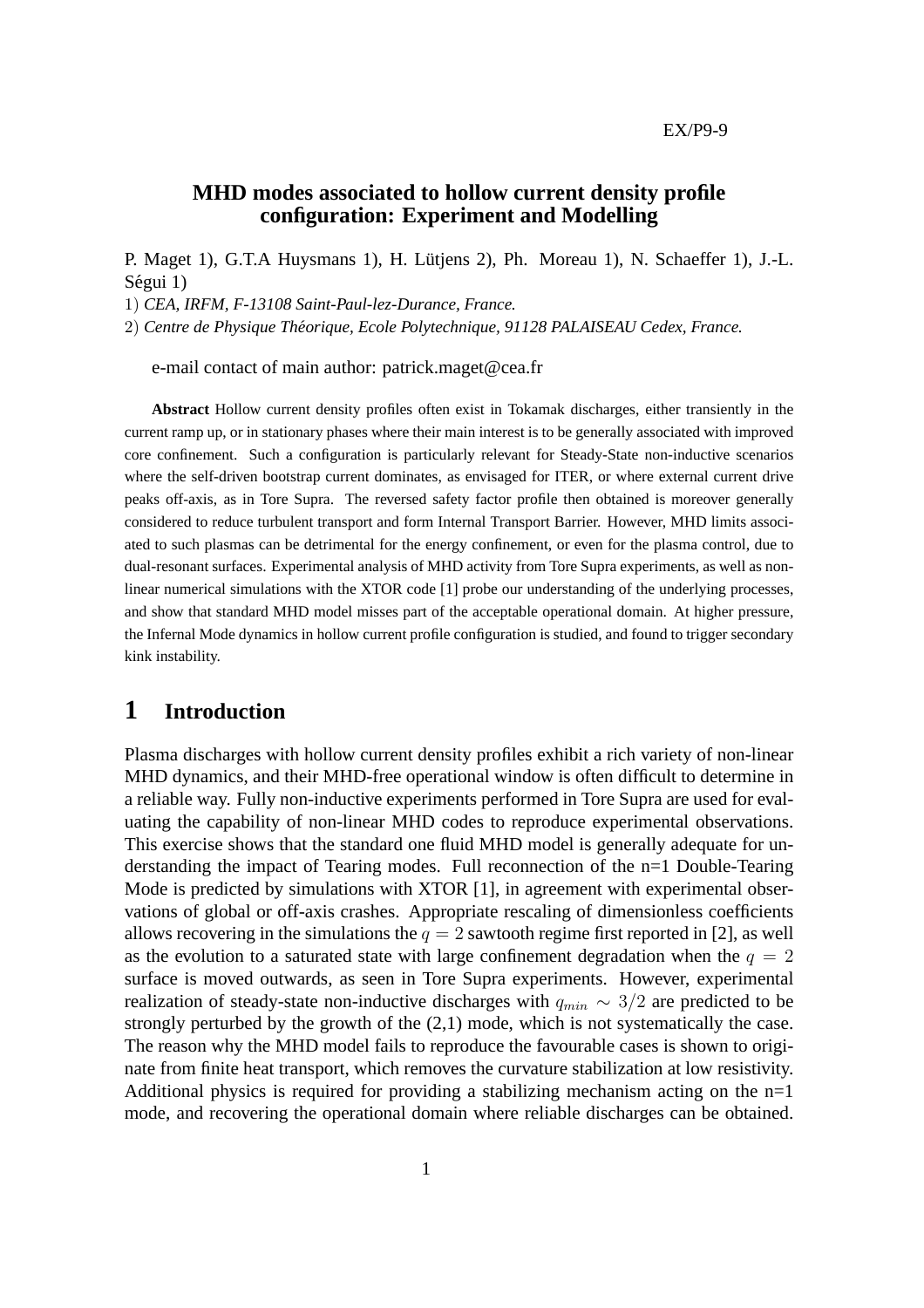EX/P9-9

# MHD modes associated to hollow current density profile configuration: Experiment and Modelling

P. Maget 1), G.T.A Huysmans 1), H. Lütjens 2), Ph. Moreau 1), N. Schaeffer 1), J.-L. Ségui 1)

1) *CEA, IRFM, F-13108 Saint-Paul-lez-Durance, France.*

2) *Centre de Physique Théorique, Ecole Polytechnique, 91128 PALAISEAU Cedex, France.*

e-mail contact of main author: patrick.maget@cea.fr

**Abstract** Hollow current density profiles often exist in Tokamak discharges, either transiently in the current ramp up, or in stationary phases where their main interest is to be generally associated with improved core confinement. Such a configuration is particularly relevant for Steady-State non-inductive scenarios where the self-driven bootstrap current dominates, as envisaged for ITER, or where external current drive peaks off-axis, as in Tore Supra. The reversed safety factor profile then obtained is moreover generally considered to reduce turbulent transport and form Internal Transport Barrier. However, MHD limits associated to such plasmas can be detrimental for the energy confinement, or even for the plasma control, due to dual-resonant surfaces. Experimental analysis of MHD activity from Tore Supra experiments, as well as non-linear numerical simulations with the XTOR code [1] probe our understanding of the underlying processes, and show that standard MHD model misses part of the acceptable operational domain. At higher pressure, the Infernal Mode dynamics in hollow current profile configuration is studied, and found to trigger secondary kink instability.

## 1 Introduction

Plasma discharges with hollow current density profiles exhibit a rich variety of non-linear MHD dynamics, and their MHD-free operational window is often difficult to determine in a reliable way. Fully non-inductive experiments performed in Tore Supra are used for evaluating the capability of non-linear MHD codes to reproduce experimental observations. This exercise shows that the standard one fluid MHD model is generally adequate for understanding the impact of Tearing modes. Full reconnection of the n=1 Double-Tearing Mode is predicted by simulations with XTOR [1], in agreement with experimental observations of global or off-axis crashes. Appropriate rescaling of dimensionless coefficients allows recovering in the simulations the $q = 2$ sawtooth regime first reported in [2], as well as the evolution to a saturated state with large confinement degradation when the $q = 2$ surface is moved outwards, as seen in Tore Supra experiments. However, experimental realization of steady-state non-inductive discharges with $q_{min} \sim 3/2$ are predicted to be strongly perturbed by the growth of the (2,1) mode, which is not systematically the case. The reason why the MHD model fails to reproduce the favourable cases is shown to originate from finite heat transport, which removes the curvature stabilization at low resistivity. Additional physics is required for providing a stabilizing mechanism acting on the n=1 mode, and recovering the operational domain where reliable discharges can be obtained.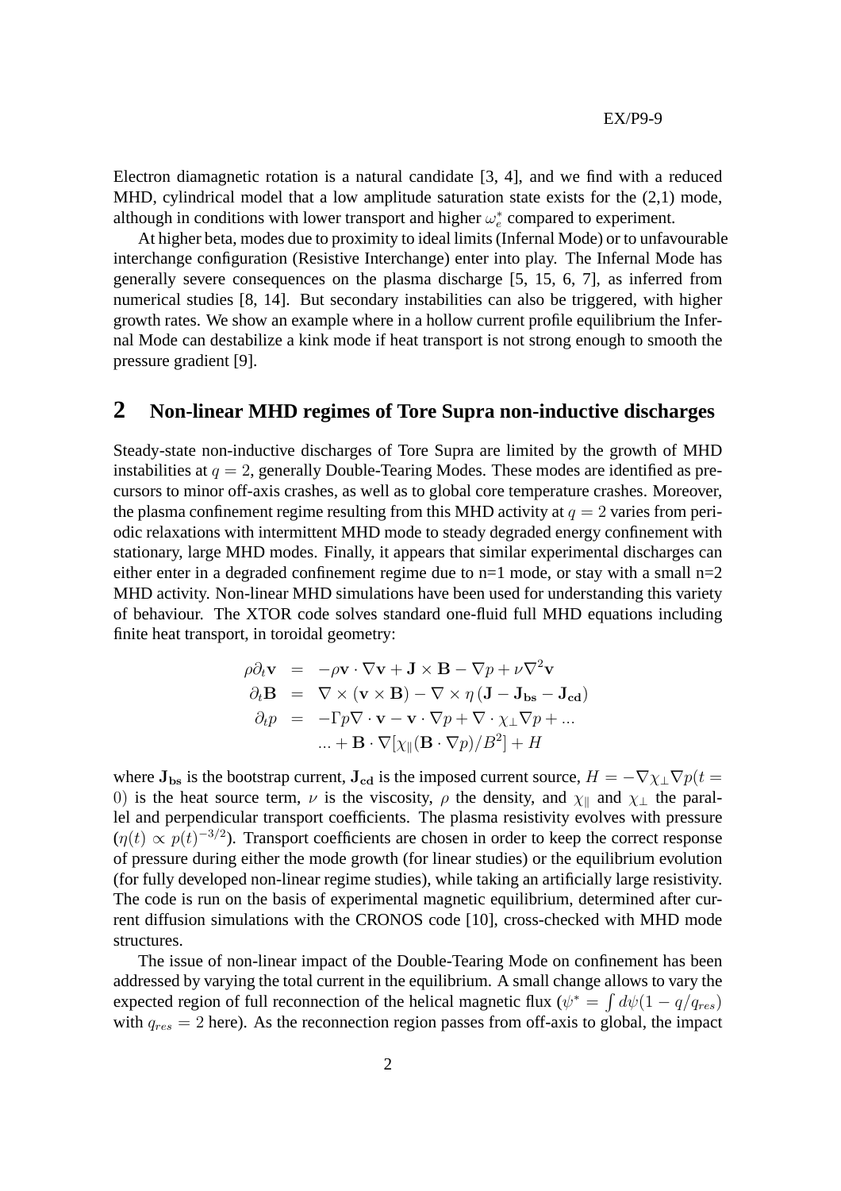Electron diamagnetic rotation is a natural candidate [3, 4], and we find with a reduced MHD, cylindrical model that a low amplitude saturation state exists for the (2,1) mode, although in conditions with lower transport and higher $\omega_e^*$ compared to experiment.

At higher beta, modes due to proximity to ideal limits (Infernal Mode) or to unfavourable interchange configuration (Resistive Interchange) enter into play. The Infernal Mode has generally severe consequences on the plasma discharge [5, 15, 6, 7], as inferred from numerical studies [8, 14]. But secondary instabilities can also be triggered, with higher growth rates. We show an example where in a hollow current profile equilibrium the Infernal Mode can destabilize a kink mode if heat transport is not strong enough to smooth the pressure gradient [9].

## 2 Non-linear MHD regimes of Tore Supra non-inductive discharges

Steady-state non-inductive discharges of Tore Supra are limited by the growth of MHD instabilities at $q = 2$, generally Double-Tearing Modes. These modes are identified as precursors to minor off-axis crashes, as well as to global core temperature crashes. Moreover, the plasma confinement regime resulting from this MHD activity at $q = 2$ varies from periodic relaxations with intermittent MHD mode to steady degraded energy confinement with stationary, large MHD modes. Finally, it appears that similar experimental discharges can either enter in a degraded confinement regime due to n=1 mode, or stay with a small n=2 MHD activity. Non-linear MHD simulations have been used for understanding this variety of behaviour. The XTOR code solves standard one-fluid full MHD equations including finite heat transport, in toroidal geometry:

$$
\begin{aligned}
\rho\partial_t \mathbf{v} &= -\rho\mathbf{v}\cdot\nabla\mathbf{v} + \mathbf{J}\times\mathbf{B} - \nabla p + \nu\nabla^2\mathbf{v} \\
\partial_t \mathbf{B} &= \nabla\times(\mathbf{v}\times\mathbf{B}) - \nabla\times\eta\,(\mathbf{J} - \mathbf{J_{bs}} - \mathbf{J_{cd}}) \\
\partial_t p &= -\Gamma p\nabla\cdot\mathbf{v} - \mathbf{v}\cdot\nabla p + \nabla\cdot\chi_\perp\nabla p + \ldots \\
&\quad \ldots + \mathbf{B}\cdot\nabla[\chi_\parallel(\mathbf{B}\cdot\nabla p)/B^2] + H
\end{aligned}
$$

where $\mathbf{J_{bs}}$ is the bootstrap current, $\mathbf{J_{cd}}$ is the imposed current source, $H = -\nabla\chi_\perp\nabla p(t = 0)$ is the heat source term, $\nu$ is the viscosity, $\rho$ the density, and $\chi_\parallel$ and $\chi_\perp$ the parallel and perpendicular transport coefficients. The plasma resistivity evolves with pressure ($\eta(t) \propto p(t)^{-3/2}$). Transport coefficients are chosen in order to keep the correct response of pressure during either the mode growth (for linear studies) or the equilibrium evolution (for fully developed non-linear regime studies), while taking an artificially large resistivity. The code is run on the basis of experimental magnetic equilibrium, determined after current diffusion simulations with the CRONOS code [10], cross-checked with MHD mode structures.

The issue of non-linear impact of the Double-Tearing Mode on confinement has been addressed by varying the total current in the equilibrium. A small change allows to vary the expected region of full reconnection of the helical magnetic flux ($\psi^* = \int d\psi(1 - q/q_{res})$ with $q_{res} = 2$ here). As the reconnection region passes from off-axis to global, the impact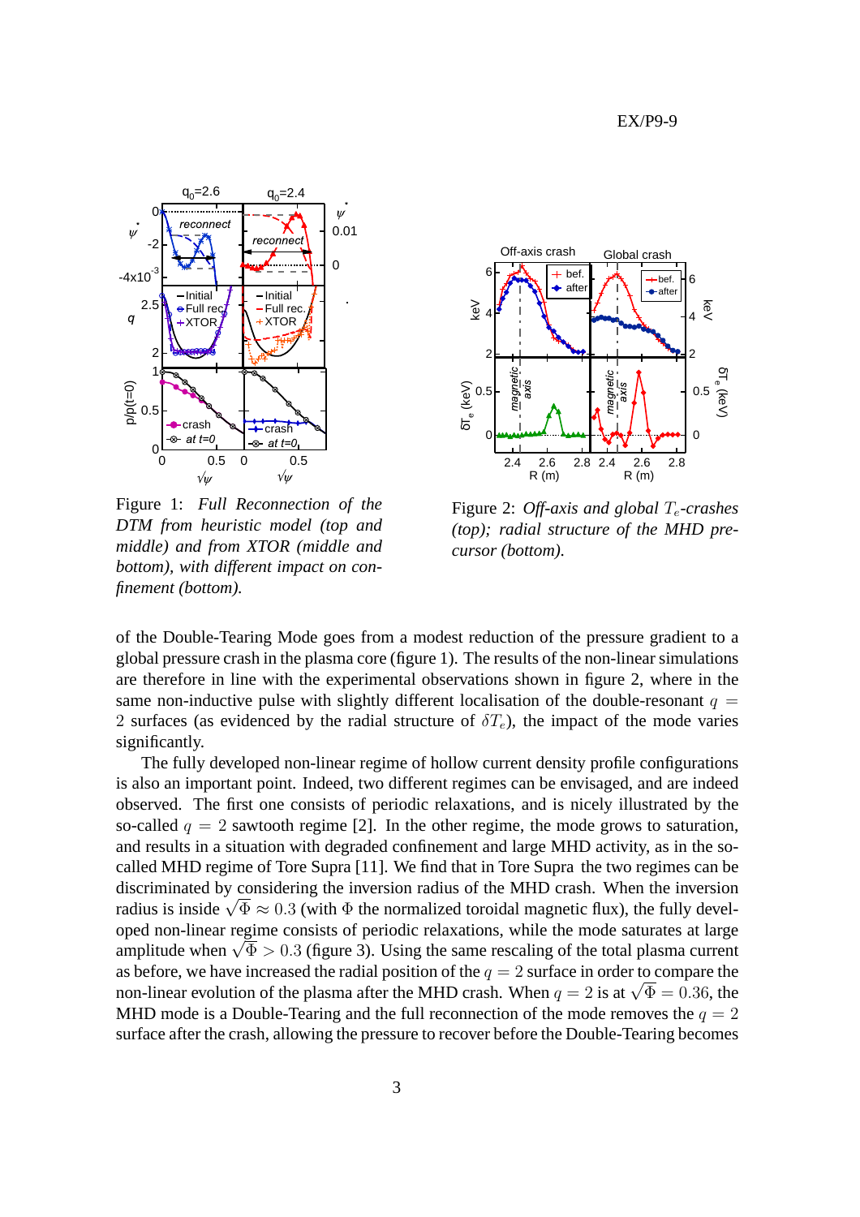Figure 1: *Full Reconnection of the DTM from heuristic model (top and middle) and from XTOR (middle and bottom), with different impact on confinement (bottom).*

Figure 2: *Off-axis and global $T_e$-crashes (top); radial structure of the MHD precursor (bottom).*

of the Double-Tearing Mode goes from a modest reduction of the pressure gradient to a global pressure crash in the plasma core (figure 1). The results of the non-linear simulations are therefore in line with the experimental observations shown in figure 2, where in the same non-inductive pulse with slightly different localisation of the double-resonant $q = 2$ surfaces (as evidenced by the radial structure of $\delta T_e$), the impact of the mode varies significantly.

The fully developed non-linear regime of hollow current density profile configurations is also an important point. Indeed, two different regimes can be envisaged, and are indeed observed. The first one consists of periodic relaxations, and is nicely illustrated by the so-called $q = 2$ sawtooth regime [2]. In the other regime, the mode grows to saturation, and results in a situation with degraded confinement and large MHD activity, as in the so-called MHD regime of Tore Supra [11]. We find that in Tore Supra the two regimes can be discriminated by considering the inversion radius of the MHD crash. When the inversion radius is inside $\sqrt{\Phi} \approx 0.3$ (with $\Phi$ the normalized toroidal magnetic flux), the fully developed non-linear regime consists of periodic relaxations, while the mode saturates at large amplitude when $\sqrt{\Phi} > 0.3$ (figure 3). Using the same rescaling of the total plasma current as before, we have increased the radial position of the $q = 2$ surface in order to compare the non-linear evolution of the plasma after the MHD crash. When $q = 2$ is at $\sqrt{\Phi} = 0.36$, the MHD mode is a Double-Tearing and the full reconnection of the mode removes the $q = 2$ surface after the crash, allowing the pressure to recover before the Double-Tearing becomes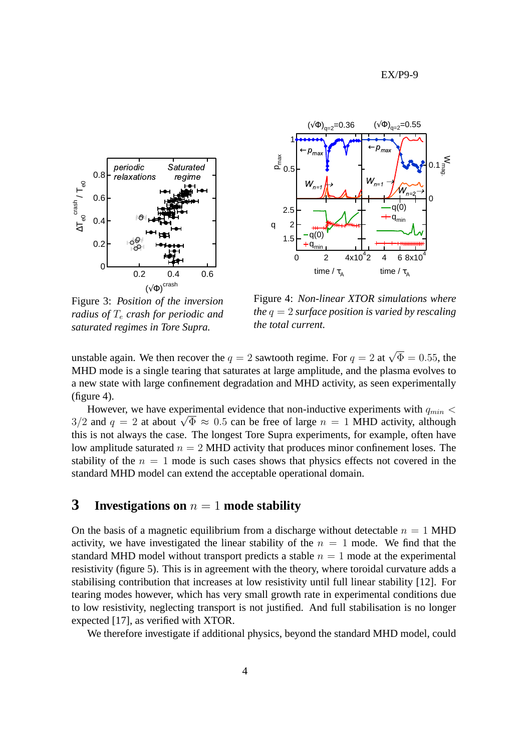Figure 3: *Position of the inversion radius of $T_e$ crash for periodic and saturated regimes in Tore Supra.*

Figure 4: *Non-linear XTOR simulations where the $q = 2$ surface position is varied by rescaling the total current.*

unstable again. We then recover the $q = 2$ sawtooth regime. For $q = 2$ at $\sqrt{\Phi} = 0.55$, the MHD mode is a single tearing that saturates at large amplitude, and the plasma evolves to a new state with large confinement degradation and MHD activity, as seen experimentally (figure 4).

However, we have experimental evidence that non-inductive experiments with $q_{min} < 3/2$ and $q = 2$ at about $\sqrt{\Phi} \approx 0.5$ can be free of large $n = 1$ MHD activity, although this is not always the case. The longest Tore Supra experiments, for example, often have low amplitude saturated $n = 2$ MHD activity that produces minor confinement loses. The stability of the $n = 1$ mode is such cases shows that physics effects not covered in the standard MHD model can extend the acceptable operational domain.

## 3 Investigations on $n = 1$ mode stability

On the basis of a magnetic equilibrium from a discharge without detectable $n = 1$ MHD activity, we have investigated the linear stability of the $n = 1$ mode. We find that the standard MHD model without transport predicts a stable $n = 1$ mode at the experimental resistivity (figure 5). This is in agreement with the theory, where toroidal curvature adds a stabilising contribution that increases at low resistivity until full linear stability [12]. For tearing modes however, which has very small growth rate in experimental conditions due to low resistivity, neglecting transport is not justified. And full stabilisation is no longer expected [17], as verified with XTOR.

We therefore investigate if additional physics, beyond the standard MHD model, could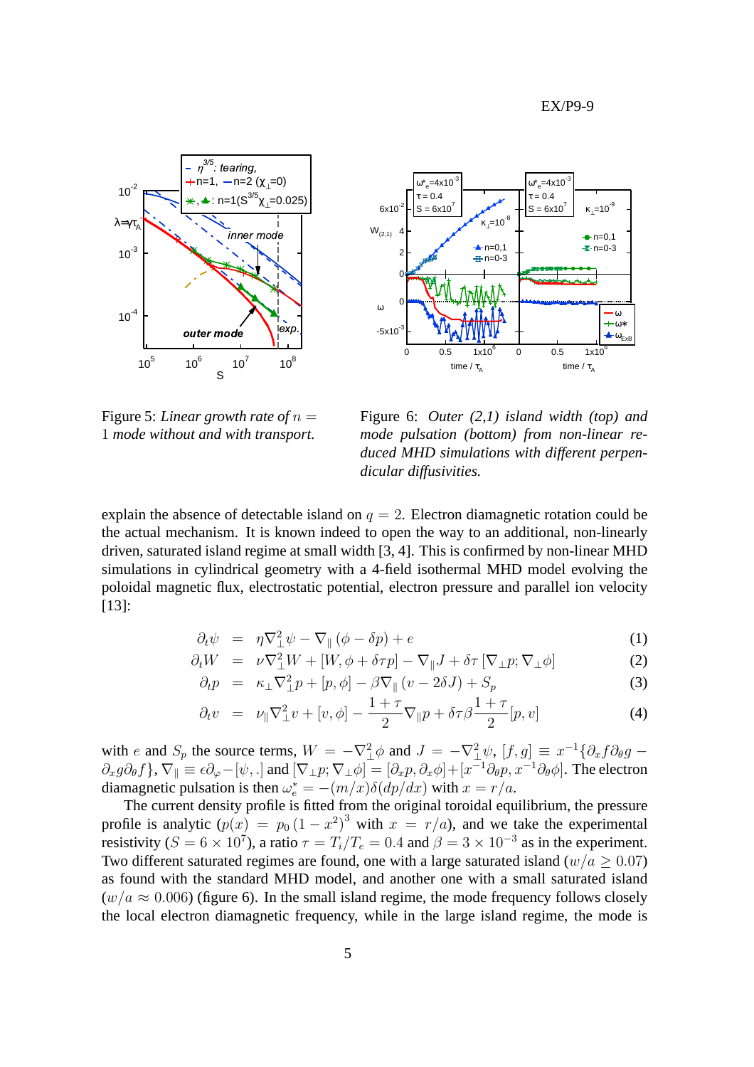Figure 5: *Linear growth rate of $n = 1$ mode without and with transport.*

Figure 6: *Outer (2,1) island width (top) and mode pulsation (bottom) from non-linear reduced MHD simulations with different perpendicular diffusivities.*

explain the absence of detectable island on $q = 2$. Electron diamagnetic rotation could be the actual mechanism. It is known indeed to open the way to an additional, non-linearly driven, saturated island regime at small width [3, 4]. This is confirmed by non-linear MHD simulations in cylindrical geometry with a 4-field isothermal MHD model evolving the poloidal magnetic flux, electrostatic potential, electron pressure and parallel ion velocity [13]:

$$
\begin{aligned}
\partial_t \psi &= \eta \nabla_\perp^2 \psi - \nabla_\parallel (\phi - \delta p) + e && (1)\\
\partial_t W &= \nu \nabla_\perp^2 W + [W, \phi + \delta \tau p] - \nabla_\parallel J + \delta \tau \left[ \nabla_\perp p ; \nabla_\perp \phi \right] && (2)\\
\partial_t p &= \kappa_\perp \nabla_\perp^2 p + [p, \phi] - \beta \nabla_\parallel (v - 2\delta J) + S_p && (3)\\
\partial_t v &= \nu_\parallel \nabla_\perp^2 v + [v, \phi] - \frac{1+\tau}{2} \nabla_\parallel p + \delta \tau \beta \frac{1+\tau}{2} [p, v] && (4)
\end{aligned}
$$

with $e$ and $S_p$ the source terms, $W = -\nabla_\perp^2 \phi$ and $J = -\nabla_\perp^2 \psi$, $[f, g] \equiv x^{-1}\{\partial_x f \partial_\theta g - \partial_x g \partial_\theta f\}$, $\nabla_\parallel \equiv \epsilon \partial_\varphi - [\psi, .]$ and $[\nabla_\perp p; \nabla_\perp \phi] = [\partial_x p, \partial_x \phi] + [x^{-1}\partial_\theta p, x^{-1}\partial_\theta \phi]$. The electron diamagnetic pulsation is then $\omega_e^* = -(m/x)\delta(dp/dx)$ with $x = r/a$.

The current density profile is fitted from the original toroidal equilibrium, the pressure profile is analytic ($p(x) = p_0 (1 - x^2)^3$ with $x = r/a$), and we take the experimental resistivity ($S = 6 \times 10^7$), a ratio $\tau = T_i/T_e = 0.4$ and $\beta = 3 \times 10^{-3}$ as in the experiment. Two different saturated regimes are found, one with a large saturated island ($w/a \geq 0.07$) as found with the standard MHD model, and another one with a small saturated island ($w/a \approx 0.006$) (figure 6). In the small island regime, the mode frequency follows closely the local electron diamagnetic frequency, while in the large island regime, the mode is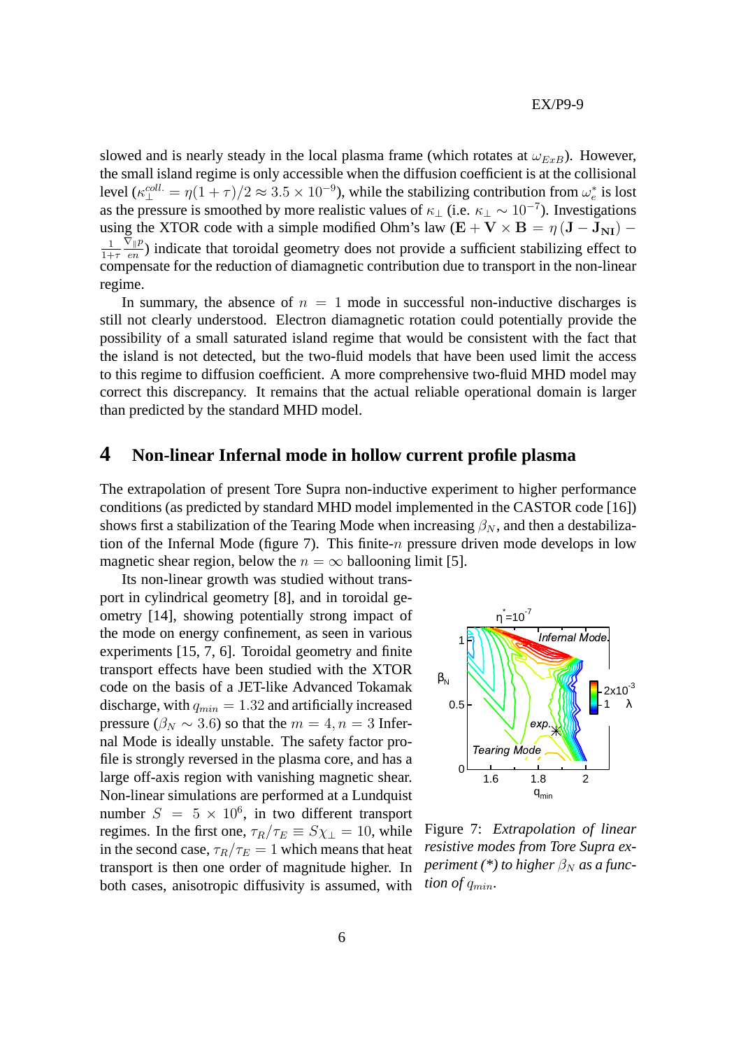slowed and is nearly steady in the local plasma frame (which rotates at $\omega_{ExB}$). However, the small island regime is only accessible when the diffusion coefficient is at the collisional level ($\kappa_{\perp}^{coll.} = \eta(1+\tau)/2 \approx 3.5 \times 10^{-9}$), while the stabilizing contribution from $\omega_e^*$ is lost as the pressure is smoothed by more realistic values of $\kappa_{\perp}$ (i.e. $\kappa_{\perp} \sim 10^{-7}$). Investigations using the XTOR code with a simple modified Ohm's law ($\mathbf{E} + \mathbf{V} \times \mathbf{B} = \eta(\mathbf{J} - \mathbf{J_{NI}}) - \frac{1}{1+\tau}\frac{\nabla_{\parallel} p}{en}$) indicate that toroidal geometry does not provide a sufficient stabilizing effect to compensate for the reduction of diamagnetic contribution due to transport in the non-linear regime.

In summary, the absence of $n = 1$ mode in successful non-inductive discharges is still not clearly understood. Electron diamagnetic rotation could potentially provide the possibility of a small saturated island regime that would be consistent with the fact that the island is not detected, but the two-fluid models that have been used limit the access to this regime to diffusion coefficient. A more comprehensive two-fluid MHD model may correct this discrepancy. It remains that the actual reliable operational domain is larger than predicted by the standard MHD model.

## 4 Non-linear Infernal mode in hollow current profile plasma

The extrapolation of present Tore Supra non-inductive experiment to higher performance conditions (as predicted by standard MHD model implemented in the CASTOR code [16]) shows first a stabilization of the Tearing Mode when increasing $\beta_N$, and then a destabilization of the Infernal Mode (figure 7). This finite-$n$ pressure driven mode develops in low magnetic shear region, below the $n = \infty$ ballooning limit [5].

Its non-linear growth was studied without transport in cylindrical geometry [8], and in toroidal geometry [14], showing potentially strong impact of the mode on energy confinement, as seen in various experiments [15, 7, 6]. Toroidal geometry and transport effects have been studied with the XTOR code on the basis of a JET-like Advanced Tokamak discharge, with $q_{min} = 1.32$ and artificially increased pressure ($\beta_N \sim 3.6$) so that the $m = 4, n = 3$ Infernal Mode is ideally unstable. The safety factor profile is strongly reversed in the plasma core, and has a large off-axis region with vanishing magnetic shear. Non-linear simulations are performed at a Lundquist number $S = 5 \times 10^6$, in two different transport regimes. In the first one, $\tau_R/\tau_E \equiv S\chi_{\perp} = 10$, while in the second case, $\tau_R/\tau_E = 1$ which means that heat transport is then one order of magnitude higher. In both cases, anisotropic diffusivity is assumed, with

Figure 7: *Extrapolation of linear resistive modes from Tore Supra experiment (\*) to higher $\beta_N$ as a function of $q_{min}$.*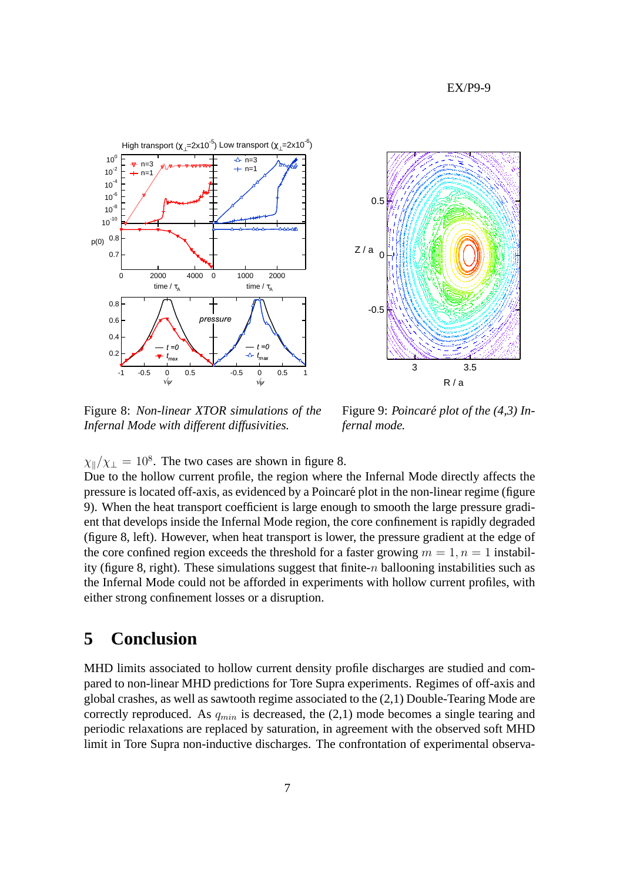Figure 8: *Non-linear XTOR simulations of the Infernal Mode with different diffusivities.*

Figure 9: *Poincaré plot of the (4,3) Infernal mode.*

$\chi_{\parallel}/\chi_{\perp} = 10^8$. The two cases are shown in figure 8.

Due to the hollow current profile, the region where the Infernal Mode directly affects the pressure is located off-axis, as evidenced by a Poincaré plot in the non-linear regime (figure 9). When the heat transport coefficient is large enough to smooth the large pressure gradient that develops inside the Infernal Mode region, the core confinement is rapidly degraded (figure 8, left). However, when heat transport is lower, the pressure gradient at the edge of the core confined region exceeds the threshold for a faster growing $m = 1, n = 1$ instability (figure 8, right). These simulations suggest that finite-$n$ ballooning instabilities such as the Infernal Mode could not be afforded in experiments with hollow current profiles, with either strong confinement losses or a disruption.

## 5 Conclusion

MHD limits associated to hollow current density profile discharges are studied and compared to non-linear MHD predictions for Tore Supra experiments. Regimes of off-axis and global crashes, as well as sawtooth regime associated to the (2,1) Double-Tearing Mode are correctly reproduced. As $q_{min}$ is decreased, the (2,1) mode becomes a single tearing and periodic relaxations are replaced by saturation, in agreement with the observed soft MHD limit in Tore Supra non-inductive discharges. The confrontation of experimental observa-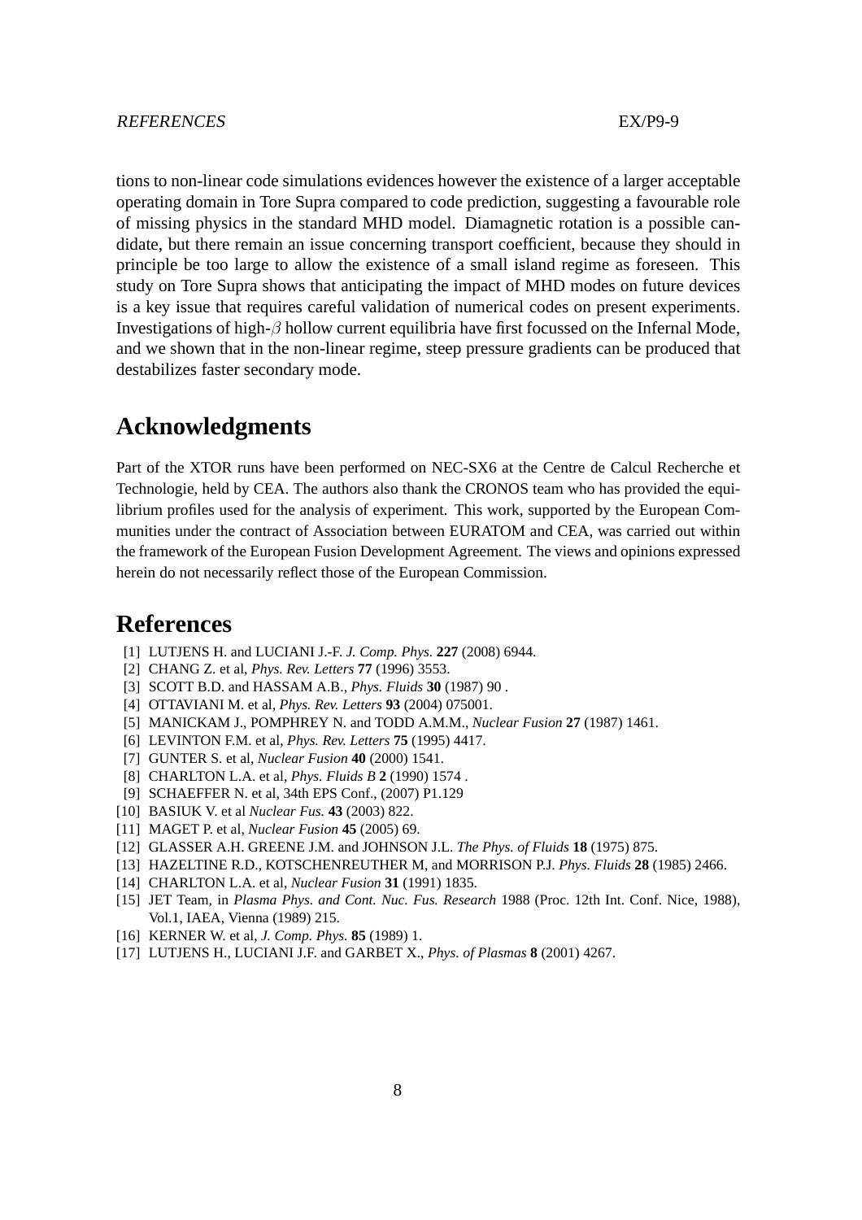tions to non-linear code simulations evidences however the existence of a larger acceptable operating domain in Tore Supra compared to code prediction, suggesting a favourable role of missing physics in the standard MHD model. Diamagnetic rotation is a possible candidate, but there remain an issue concerning transport coefficient, because they should in principle be too large to allow the existence of a small island regime as foreseen. This study on Tore Supra shows that anticipating the impact of MHD modes on future devices is a key issue that requires careful validation of numerical codes on present experiments. Investigations of high-$\beta$ hollow current equilibria have first focussed on the Infernal Mode, and we shown that in the non-linear regime, steep pressure gradients can be produced that destabilizes faster secondary mode.

## Acknowledgments

Part of the XTOR runs have been performed on NEC-SX6 at the Centre de Calcul Recherche et Technologie, held by CEA. The authors also thank the CRONOS team who has provided the equilibrium profiles used for the analysis of experiment. This work, supported by the European Communities under the contract of Association between EURATOM and CEA, was carried out within the framework of the European Fusion Development Agreement. The views and opinions expressed herein do not necessarily reflect those of the European Commission.

## References

[1] LUTJENS H. and LUCIANI J.-F. *J. Comp. Phys.* **227** (2008) 6944.

[2] CHANG Z. et al, *Phys. Rev. Letters* **77** (1996) 3553.

[3] SCOTT B.D. and HASSAM A.B., *Phys. Fluids* **30** (1987) 90 .

[4] OTTAVIANI M. et al, *Phys. Rev. Letters* **93** (2004) 075001.

[5] MANICKAM J., POMPHREY N. and TODD A.M.M., *Nuclear Fusion* **27** (1987) 1461.

[6] LEVINTON F.M. et al, *Phys. Rev. Letters* **75** (1995) 4417.

[7] GUNTER S. et al, *Nuclear Fusion* **40** (2000) 1541.

[8] CHARLTON L.A. et al, *Phys. Fluids B* **2** (1990) 1574 .

[9] SCHAEFFER N. et al, 34th EPS Conf., (2007) P1.129

[10] BASIUK V. et al *Nuclear Fus.* **43** (2003) 822.

[11] MAGET P. et al, *Nuclear Fusion* **45** (2005) 69.

[12] GLASSER A.H. GREENE J.M. and JOHNSON J.L. *The Phys. of Fluids* **18** (1975) 875.

[13] HAZELTINE R.D., KOTSCHENREUTHER M, and MORRISON P.J. *Phys. Fluids* **28** (1985) 2466.

[14] CHARLTON L.A. et al, *Nuclear Fusion* **31** (1991) 1835.

[15] JET Team, in *Plasma Phys. and Cont. Nuc. Fus. Research* 1988 (Proc. 12th Int. Conf. Nice, 1988), Vol.1, IAEA, Vienna (1989) 215.

[16] KERNER W. et al, *J. Comp. Phys.* **85** (1989) 1.

[17] LUTJENS H., LUCIANI J.F. and GARBET X., *Phys. of Plasmas* **8** (2001) 4267.